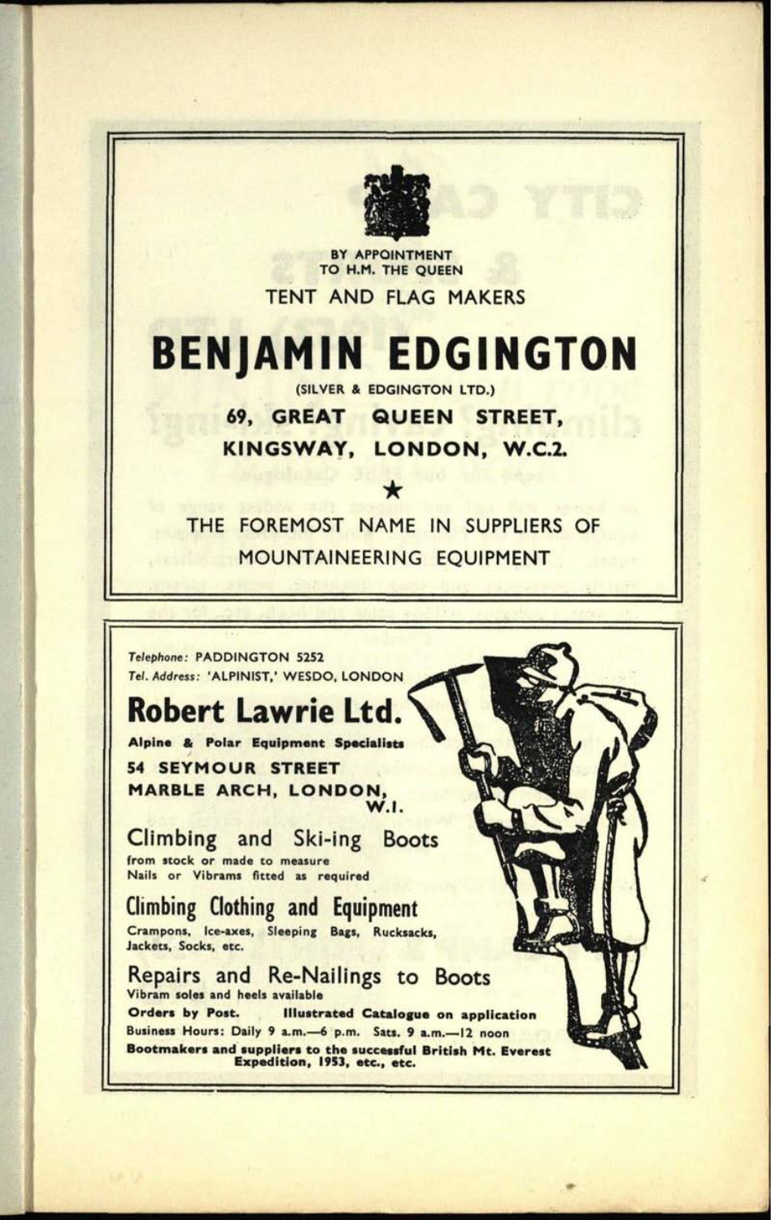BY APPOINTMENT
TO H.M. THE QUEEN

TENT AND FLAG MAKERS

# BENJAMIN EDGINGTON

(SILVER & EDGINGTON LTD.)

**69, GREAT QUEEN STREET,**
**KINGSWAY, LONDON, W.C.2.**

★

THE FOREMOST NAME IN SUPPLIERS OF MOUNTAINEERING EQUIPMENT

---

*Telephone:* PADDINGTON 5252
*Tel. Address:* 'ALPINIST,' WESDO, LONDON

# Robert Lawrie Ltd.

**Alpine & Polar Equipment Specialists**

**54 SEYMOUR STREET**
**MARBLE ARCH, LONDON, W.I.**

## Climbing and Ski-ing Boots

from stock or made to measure
Nails or Vibrams fitted as required

## Climbing Clothing and Equipment

Crampons, Ice-axes, Sleeping Bags, Rucksacks, Jackets, Socks, etc.

## Repairs and Re-Nailings to Boots

Vibram soles and heels available

**Orders by Post.** **Illustrated Catalogue on application**

Business Hours: Daily 9 a.m.—6 p.m. Sats. 9 a.m.—12 noon

**Bootmakers and suppliers to the successful British Mt. Everest Expedition, 1953, etc., etc.**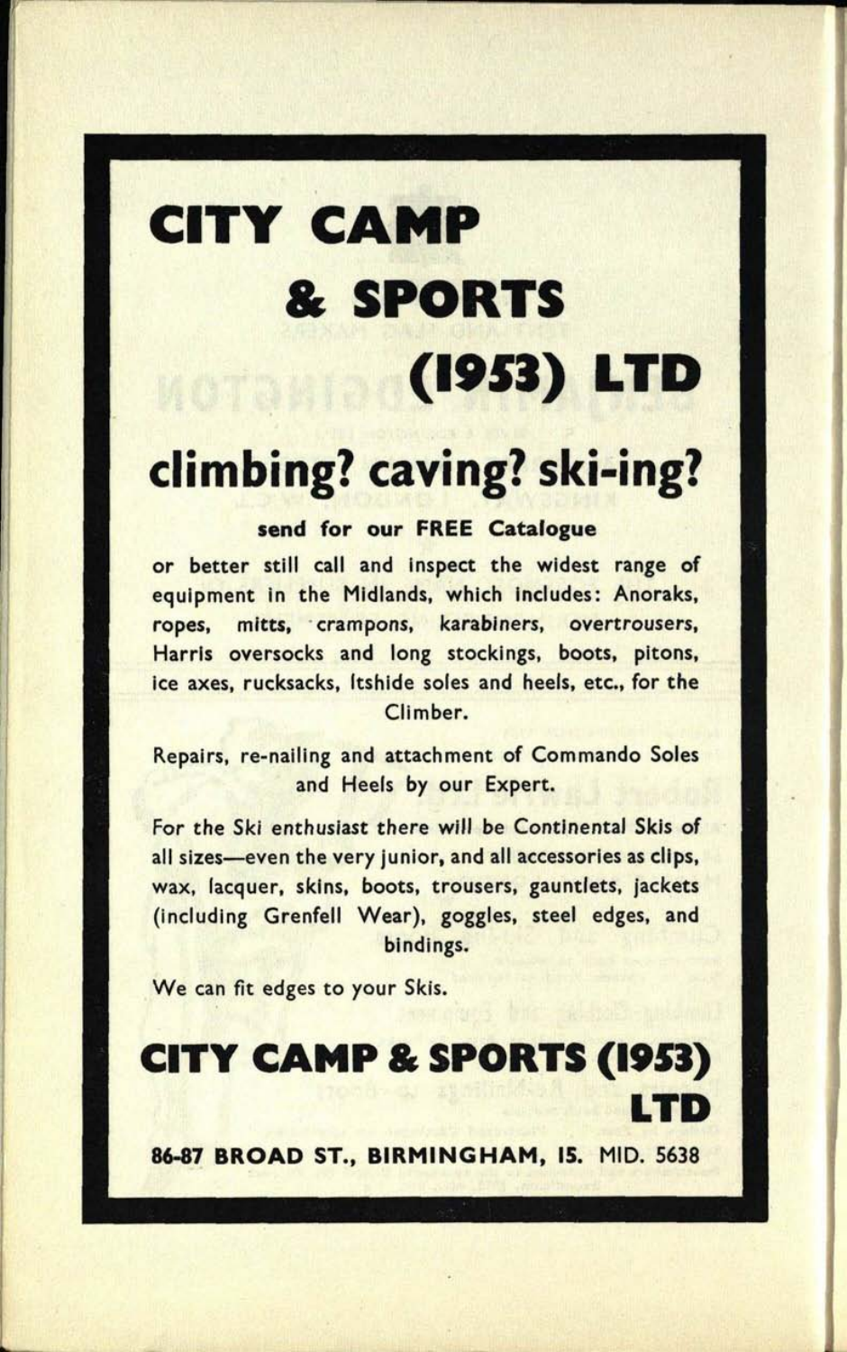# CITY CAMP & SPORTS (1953) LTD

## climbing? caving? ski-ing?

**send for our FREE Catalogue**

or better still call and inspect the widest range of equipment in the Midlands, which includes: Anoraks, ropes, mitts, crampons, karabiners, overtrousers, Harris oversocks and long stockings, boots, pitons, ice axes, rucksacks, Itshide soles and heels, etc., for the Climber.

Repairs, re-nailing and attachment of Commando Soles and Heels by our Expert.

For the Ski enthusiast there will be Continental Skis of all sizes—even the very junior, and all accessories as clips, wax, lacquer, skins, boots, trousers, gauntlets, jackets (including Grenfell Wear), goggles, steel edges, and bindings.

We can fit edges to your Skis.

## CITY CAMP & SPORTS (1953) LTD

**86-87 BROAD ST., BIRMINGHAM, 15.** MID. 5638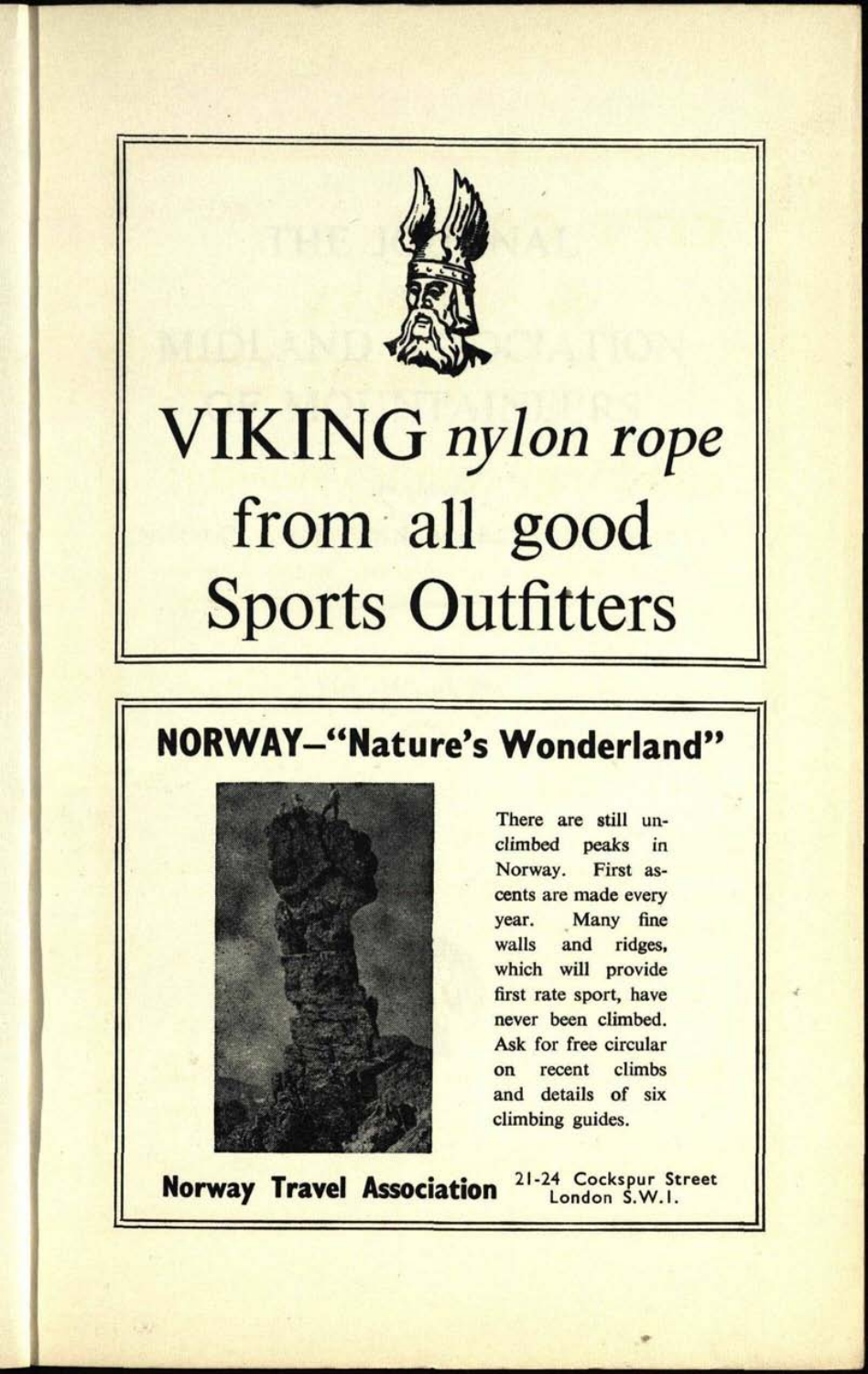# VIKING *nylon rope* from all good Sports Outfitters

## NORWAY—"Nature's Wonderland"

There are still unclimbed peaks in Norway. First ascents are made every year. Many fine walls and ridges, which will provide first rate sport, have never been climbed. Ask for free circular on recent climbs and details of six climbing guides.

**Norway Travel Association** 21-24 Cockspur Street London S.W.1.